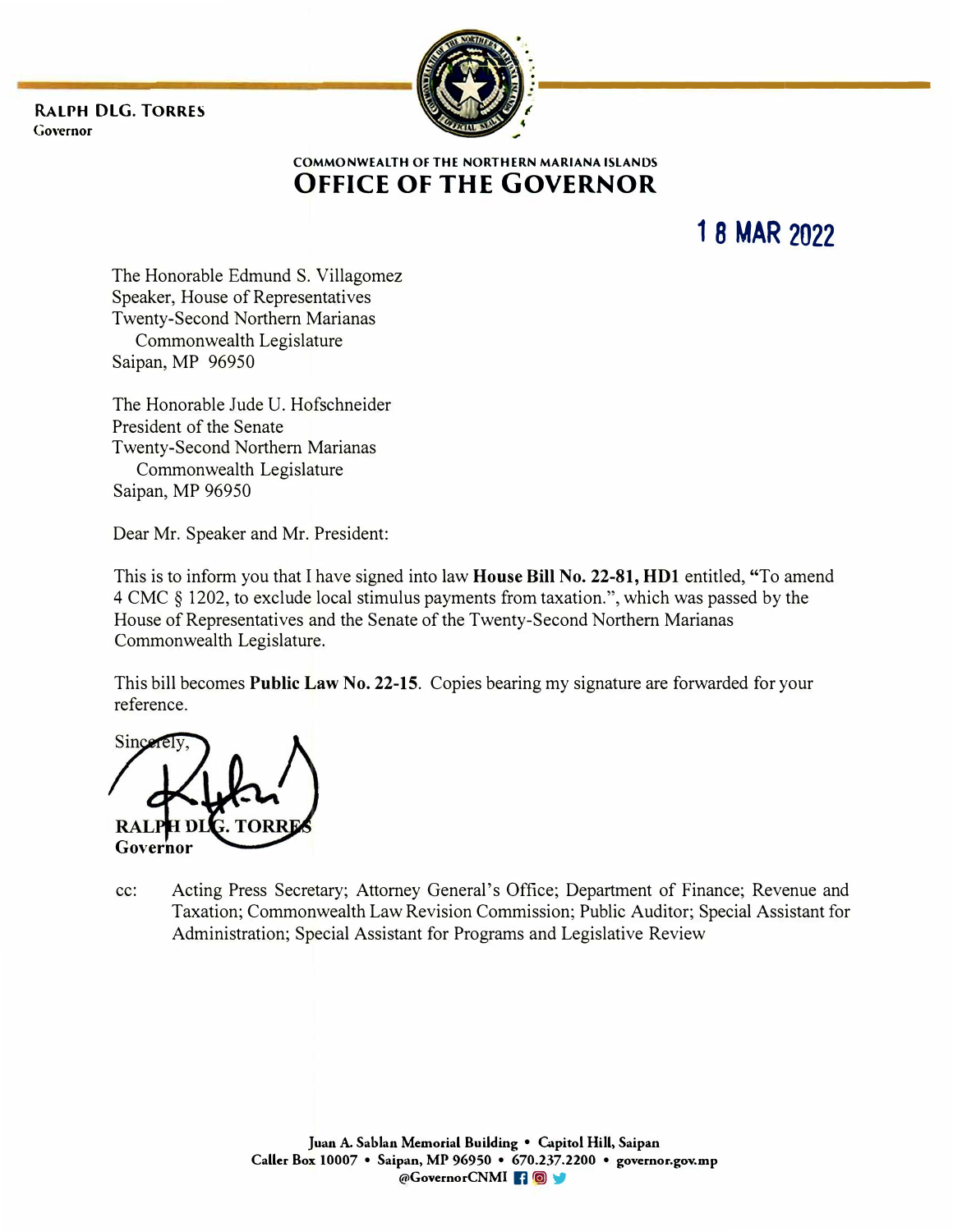**RALPH DLG. TORRES**
Governor

COMMONWEALTH OF THE NORTHERN MARIANA ISLANDS
# OFFICE OF THE GOVERNOR

**18 MAR 2022**

The Honorable Edmund S. Villagomez
Speaker, House of Representatives
Twenty-Second Northern Marianas
Commonwealth Legislature
Saipan, MP 96950

The Honorable Jude U. Hofschneider
President of the Senate
Twenty-Second Northern Marianas
Commonwealth Legislature
Saipan, MP 96950

Dear Mr. Speaker and Mr. President:

This is to inform you that I have signed into law **House Bill No. 22-81, HD1** entitled, "To amend 4 CMC § 1202, to exclude local stimulus payments from taxation.", which was passed by the House of Representatives and the Senate of the Twenty-Second Northern Marianas Commonwealth Legislature.

This bill becomes **Public Law No. 22-15**. Copies bearing my signature are forwarded for your reference.

Sincerely,

**RALPH DLG. TORRES**
**Governor**

cc: Acting Press Secretary; Attorney General's Office; Department of Finance; Revenue and Taxation; Commonwealth Law Revision Commission; Public Auditor; Special Assistant for Administration; Special Assistant for Programs and Legislative Review

Juan A. Sablan Memorial Building • Capitol Hill, Saipan
Caller Box 10007 • Saipan, MP 96950 • 670.237.2200 • governor.gov.mp
@GovernorCNMI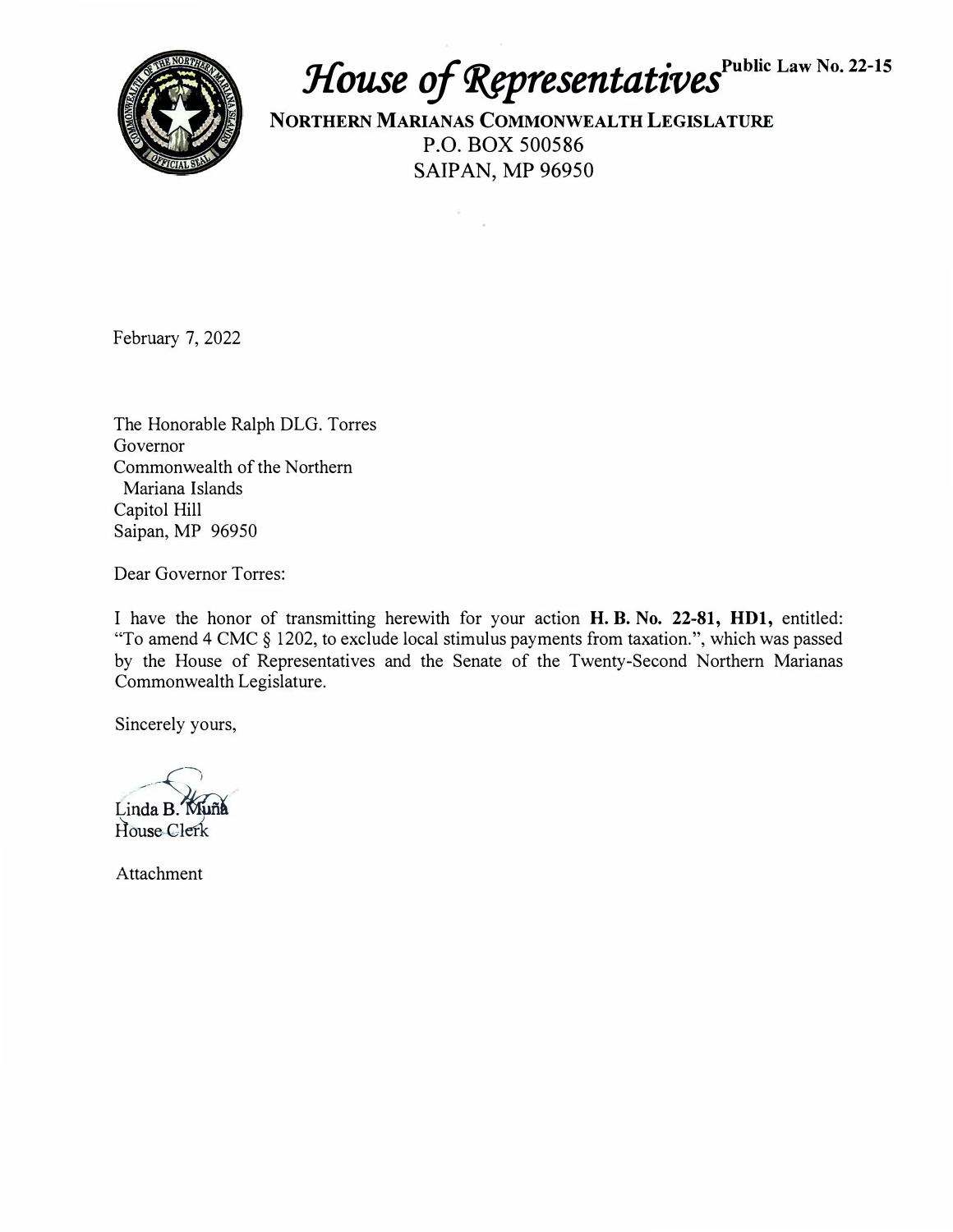# House of Representatives

Public Law No. 22-15

**NORTHERN MARIANAS COMMONWEALTH LEGISLATURE**
P.O. BOX 500586
SAIPAN, MP 96950

February 7, 2022

The Honorable Ralph DLG. Torres
Governor
Commonwealth of the Northern
Mariana Islands
Capitol Hill
Saipan, MP 96950

Dear Governor Torres:

I have the honor of transmitting herewith for your action **H. B. No. 22-81, HD1,** entitled: "To amend 4 CMC § 1202, to exclude local stimulus payments from taxation.", which was passed by the House of Representatives and the Senate of the Twenty-Second Northern Marianas Commonwealth Legislature.

Sincerely yours,

Linda B. Muña
House Clerk

Attachment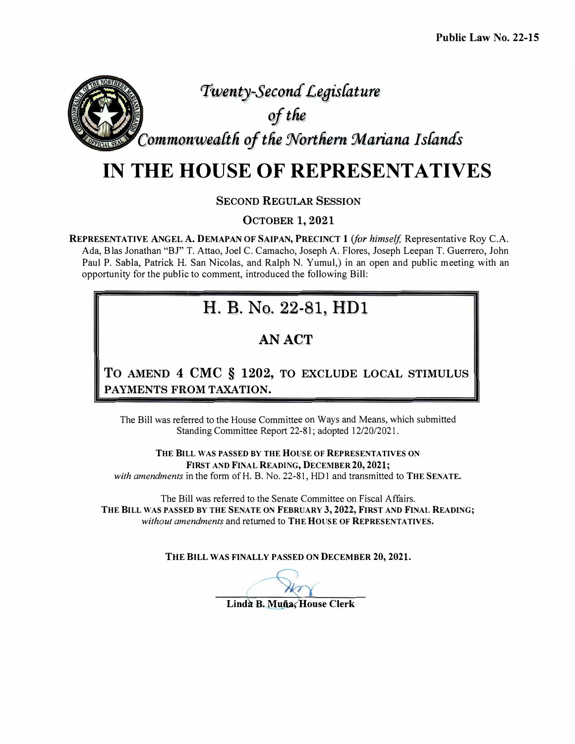**Public Law No. 22-15**

# *Twenty-Second Legislature of the Commonwealth of the Northern Mariana Islands*

# IN THE HOUSE OF REPRESENTATIVES

**SECOND REGULAR SESSION**

**OCTOBER 1, 2021**

**REPRESENTATIVE ANGEL A. DEMAPAN OF SAIPAN, PRECINCT 1** (*for himself,* Representative Roy C.A. Ada, Blas Jonathan "BJ" T. Attao, Joel C. Camacho, Joseph A. Flores, Joseph Leepan T. Guerrero, John Paul P. Sabla, Patrick H. San Nicolas, and Ralph N. Yumul,) in an open and public meeting with an opportunity for the public to comment, introduced the following Bill:

## H. B. No. 22-81, HD1

### AN ACT

**TO AMEND 4 CMC § 1202, TO EXCLUDE LOCAL STIMULUS PAYMENTS FROM TAXATION.**

The Bill was referred to the House Committee on Ways and Means, which submitted Standing Committee Report 22-81; adopted 12/20/2021.

**THE BILL WAS PASSED BY THE HOUSE OF REPRESENTATIVES ON FIRST AND FINAL READING, DECEMBER 20, 2021;**
*with amendments* in the form of H. B. No. 22-81, HD1 and transmitted to **THE SENATE.**

The Bill was referred to the Senate Committee on Fiscal Affairs.
**THE BILL WAS PASSED BY THE SENATE ON FEBRUARY 3, 2022, FIRST AND FINAL READING;**
*without amendments* and returned to **THE HOUSE OF REPRESENTATIVES.**

**THE BILL WAS FINALLY PASSED ON DECEMBER 20, 2021.**

**Linda B. Muña, House Clerk**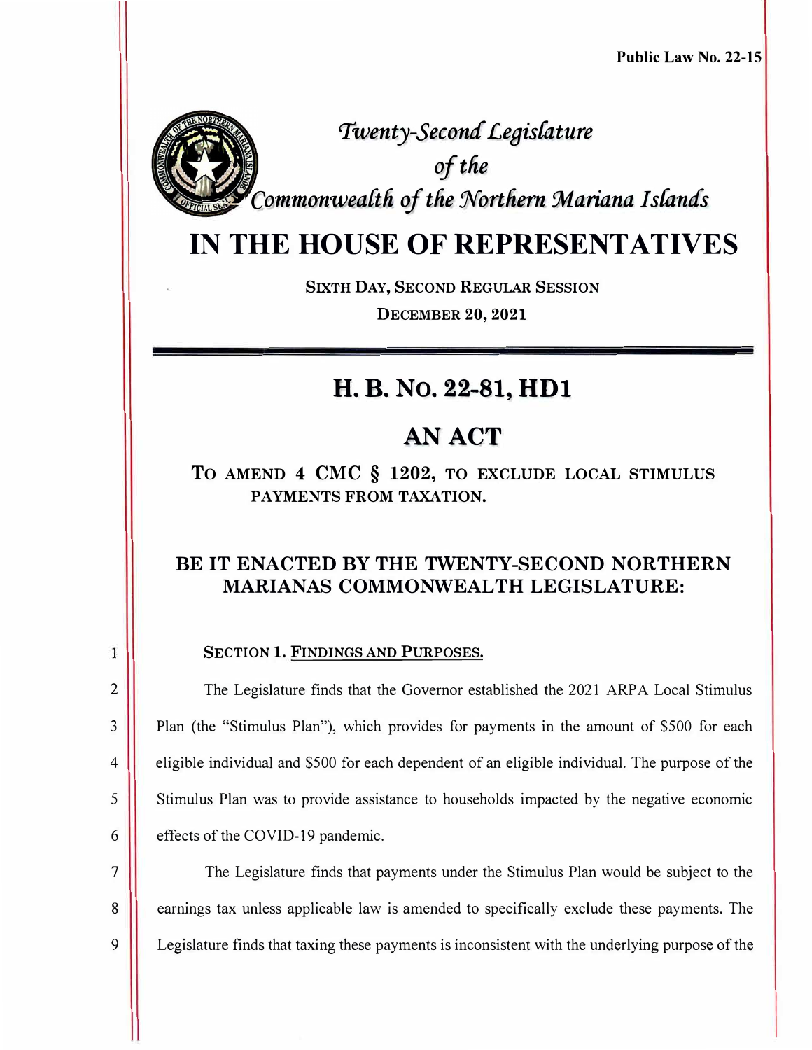**Public Law No. 22-15**

*Twenty-Second Legislature*
*of the*
*Commonwealth of the Northern Mariana Islands*

# IN THE HOUSE OF REPRESENTATIVES

SIXTH DAY, SECOND REGULAR SESSION

DECEMBER 20, 2021

## H. B. NO. 22-81, HD1

## AN ACT

TO AMEND 4 CMC § 1202, TO EXCLUDE LOCAL STIMULUS PAYMENTS FROM TAXATION.

### BE IT ENACTED BY THE TWENTY-SECOND NORTHERN MARIANAS COMMONWEALTH LEGISLATURE:

SECTION 1. FINDINGS AND PURPOSES.

The Legislature finds that the Governor established the 2021 ARPA Local Stimulus Plan (the "Stimulus Plan"), which provides for payments in the amount of $500 for each eligible individual and $500 for each dependent of an eligible individual. The purpose of the Stimulus Plan was to provide assistance to households impacted by the negative economic effects of the COVID-19 pandemic.

The Legislature finds that payments under the Stimulus Plan would be subject to the earnings tax unless applicable law is amended to specifically exclude these payments. The Legislature finds that taxing these payments is inconsistent with the underlying purpose of the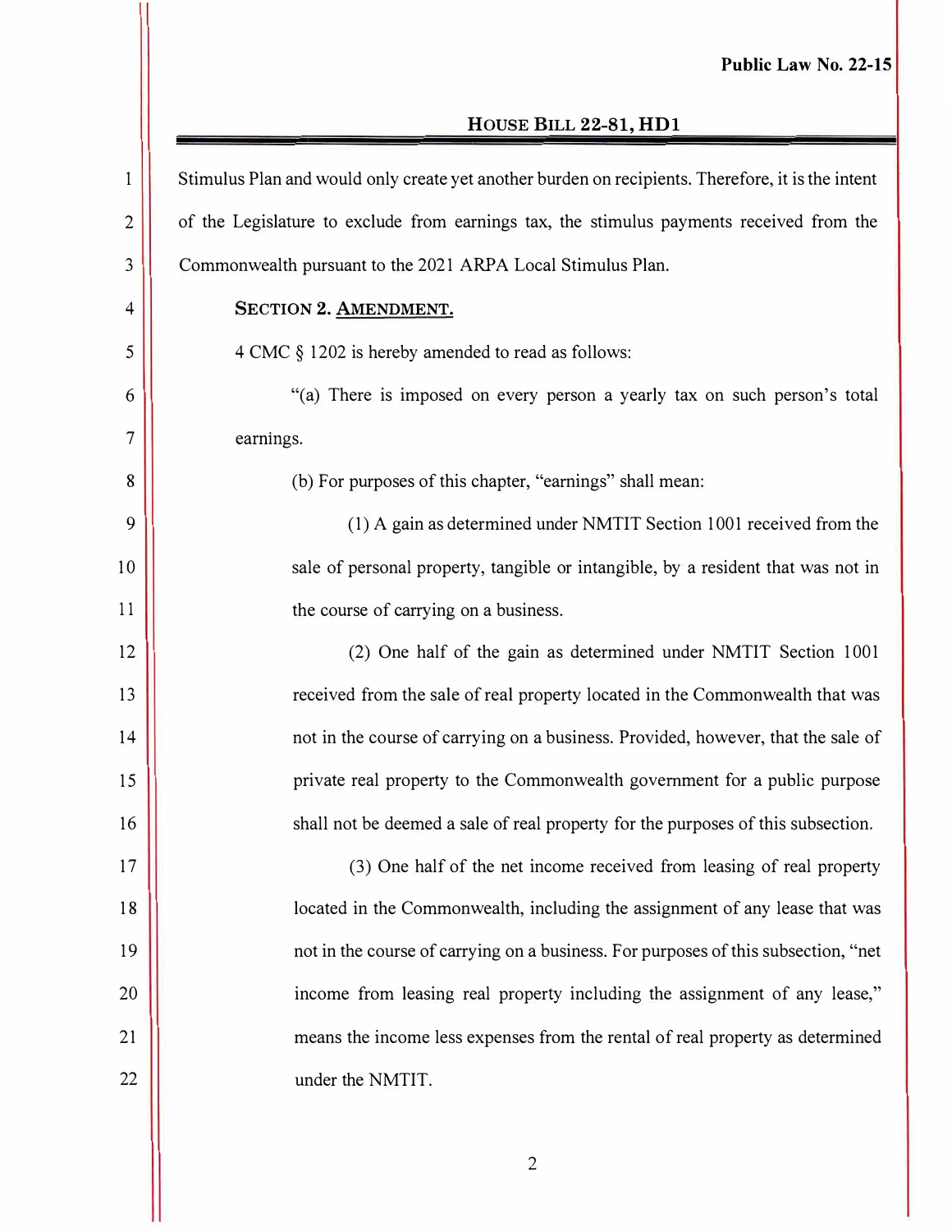Stimulus Plan and would only create yet another burden on recipients. Therefore, it is the intent of the Legislature to exclude from earnings tax, the stimulus payments received from the Commonwealth pursuant to the 2021 ARPA Local Stimulus Plan.

**SECTION 2. AMENDMENT.**

4 CMC § 1202 is hereby amended to read as follows:

"(a) There is imposed on every person a yearly tax on such person's total earnings.

(b) For purposes of this chapter, "earnings" shall mean:

(1) A gain as determined under NMTIT Section 1001 received from the sale of personal property, tangible or intangible, by a resident that was not in the course of carrying on a business.

(2) One half of the gain as determined under NMTIT Section 1001 received from the sale of real property located in the Commonwealth that was not in the course of carrying on a business. Provided, however, that the sale of private real property to the Commonwealth government for a public purpose shall not be deemed a sale of real property for the purposes of this subsection.

(3) One half of the net income received from leasing of real property located in the Commonwealth, including the assignment of any lease that was not in the course of carrying on a business. For purposes of this subsection, "net income from leasing real property including the assignment of any lease," means the income less expenses from the rental of real property as determined under the NMTIT.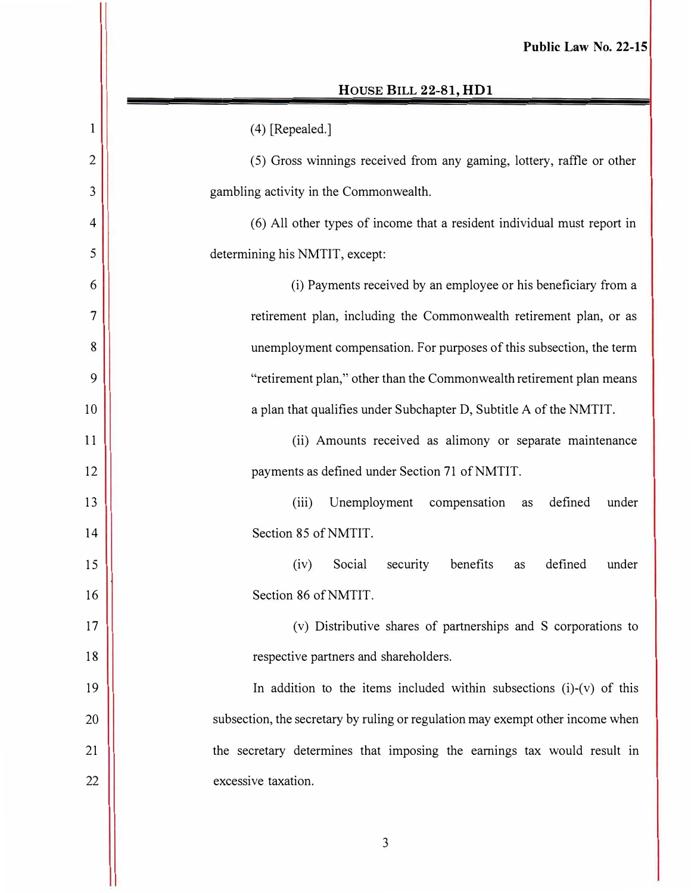(4) [Repealed.]

(5) Gross winnings received from any gaming, lottery, raffle or other gambling activity in the Commonwealth.

(6) All other types of income that a resident individual must report in determining his NMTIT, except:

(i) Payments received by an employee or his beneficiary from a retirement plan, including the Commonwealth retirement plan, or as unemployment compensation. For purposes of this subsection, the term "retirement plan," other than the Commonwealth retirement plan means a plan that qualifies under Subchapter D, Subtitle A of the NMTIT.

(ii) Amounts received as alimony or separate maintenance payments as defined under Section 71 of NMTIT.

(iii) Unemployment compensation as defined under Section 85 of NMTIT.

(iv) Social security benefits as defined under Section 86 of NMTIT.

(v) Distributive shares of partnerships and S corporations to respective partners and shareholders.

In addition to the items included within subsections (i)-(v) of this subsection, the secretary by ruling or regulation may exempt other income when the secretary determines that imposing the earnings tax would result in excessive taxation.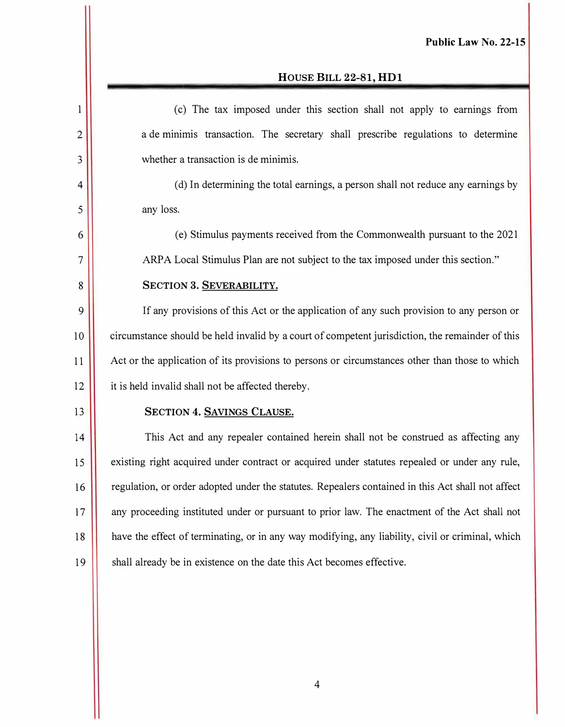(c) The tax imposed under this section shall not apply to earnings from a de minimis transaction. The secretary shall prescribe regulations to determine whether a transaction is de minimis.

(d) In determining the total earnings, a person shall not reduce any earnings by any loss.

(e) Stimulus payments received from the Commonwealth pursuant to the 2021 ARPA Local Stimulus Plan are not subject to the tax imposed under this section."

**SECTION 3. <u>SEVERABILITY.</u>**

If any provisions of this Act or the application of any such provision to any person or circumstance should be held invalid by a court of competent jurisdiction, the remainder of this Act or the application of its provisions to persons or circumstances other than those to which it is held invalid shall not be affected thereby.

**SECTION 4. <u>SAVINGS CLAUSE.</u>**

This Act and any repealer contained herein shall not be construed as affecting any existing right acquired under contract or acquired under statutes repealed or under any rule, regulation, or order adopted under the statutes. Repealers contained in this Act shall not affect any proceeding instituted under or pursuant to prior law. The enactment of the Act shall not have the effect of terminating, or in any way modifying, any liability, civil or criminal, which shall already be in existence on the date this Act becomes effective.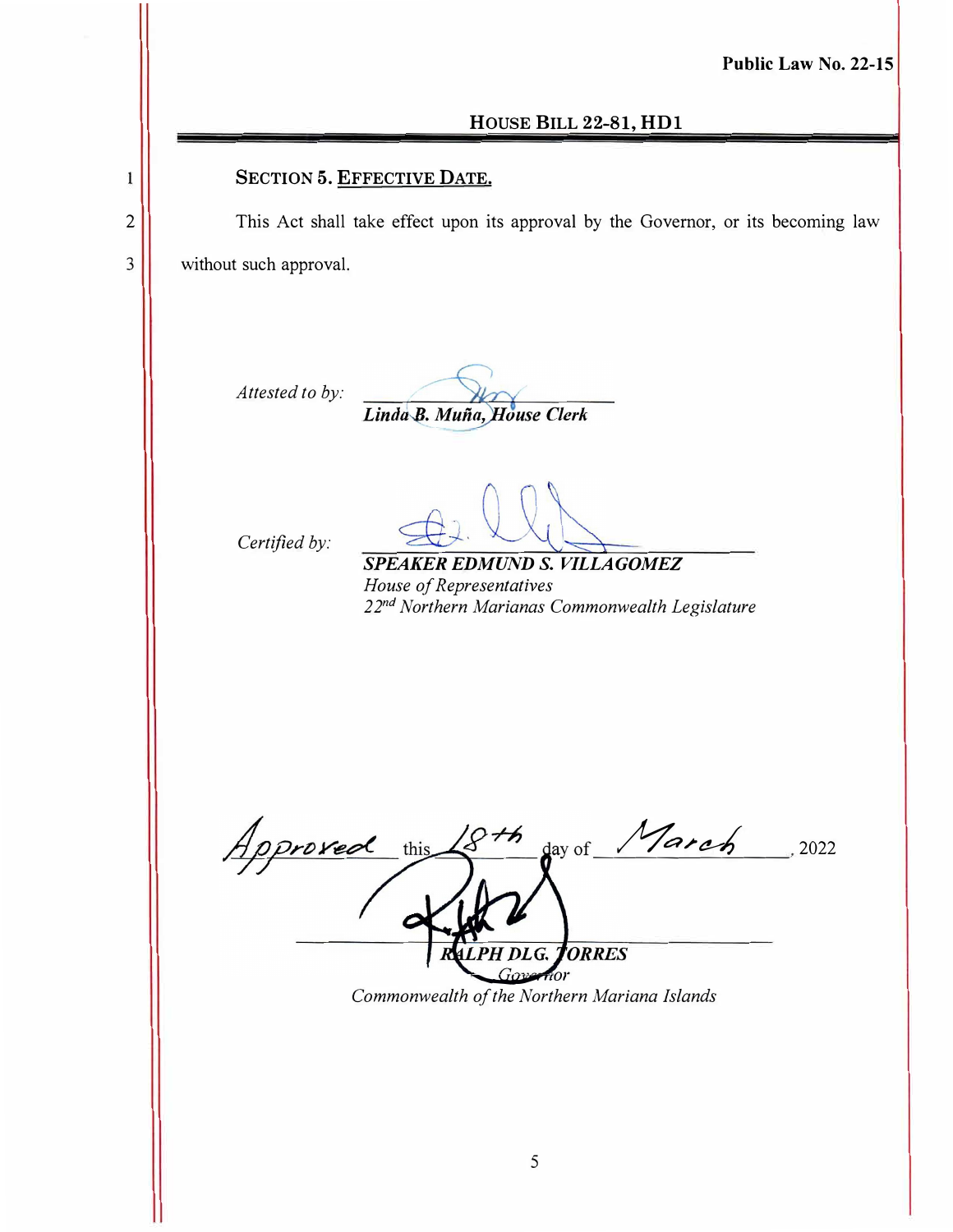**Public Law No. 22-15**

**HOUSE BILL 22-81, HD1**

**SECTION 5. EFFECTIVE DATE.**

This Act shall take effect upon its approval by the Governor, or its becoming law without such approval.

*Attested to by:* ______________________
***Linda B. Muña, House Clerk***

*Certified by:* ______________________
***SPEAKER EDMUND S. VILLAGOMEZ***
*House of Representatives*
*22nd Northern Marianas Commonwealth Legislature*

Approved this 18th day of March, 2022

______________________
***RALPH DLG. TORRES***
*Governor*
*Commonwealth of the Northern Mariana Islands*